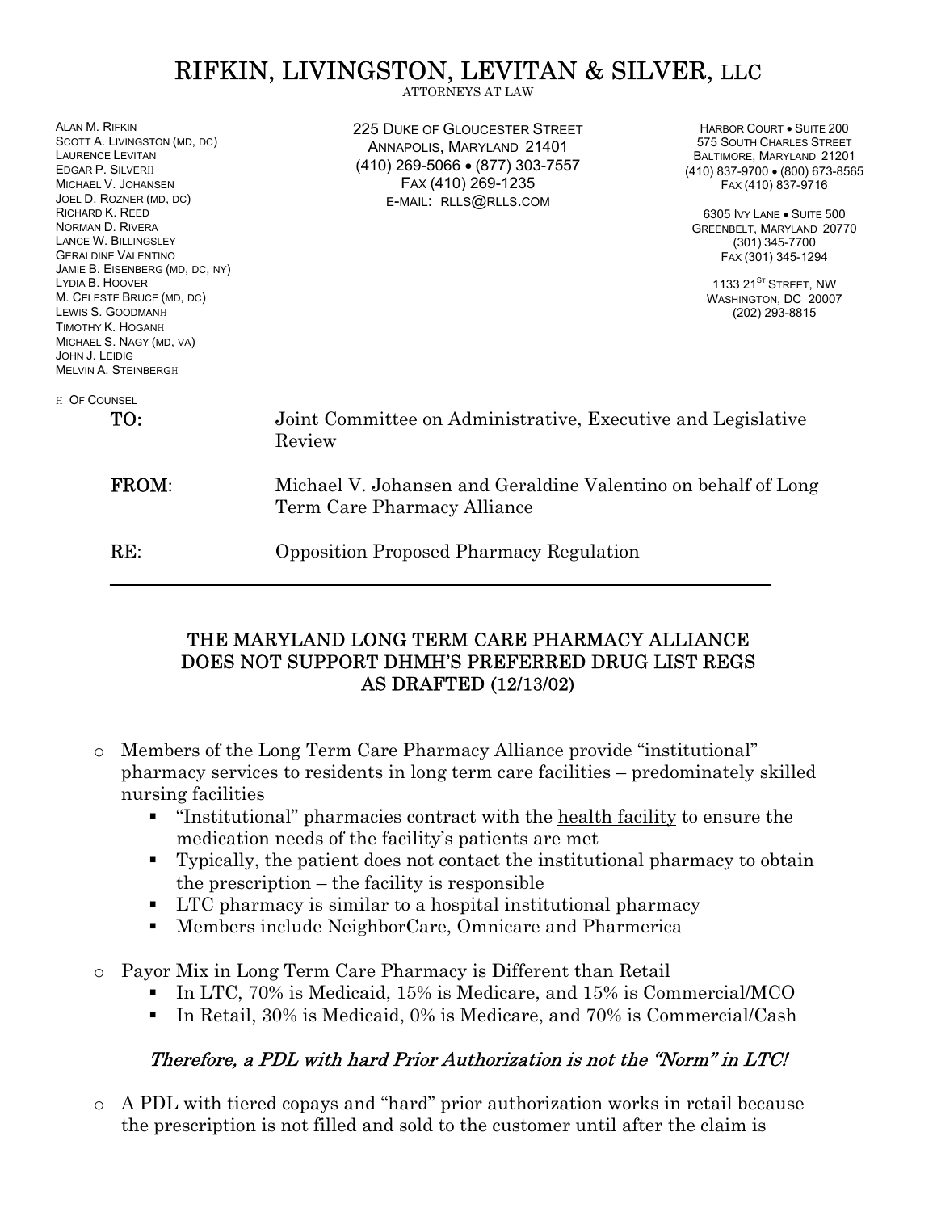# RIFKIN, LIVINGSTON, LEVITAN & SILVER, LLC

ATTORNEYS AT LAW

ALAN M. RIFKIN
SCOTT A. LIVINGSTON (MD, DC)
LAURENCE LEVITAN
EDGAR P. SILVER†
MICHAEL V. JOHANSEN
JOEL D. ROZNER (MD, DC)
RICHARD K. REED
NORMAN D. RIVERA
LANCE W. BILLINGSLEY
GERALDINE VALENTINO
JAMIE B. EISENBERG (MD, DC, NY)
LYDIA B. HOOVER
M. CELESTE BRUCE (MD, DC)
LEWIS S. GOODMAN†
TIMOTHY K. HOGAN†
MICHAEL S. NAGY (MD, VA)
JOHN J. LEIDIG
MELVIN A. STEINBERG†

† OF COUNSEL

225 DUKE OF GLOUCESTER STREET
ANNAPOLIS, MARYLAND 21401
(410) 269-5066 • (877) 303-7557
FAX (410) 269-1235
E-MAIL: RLLS@RLLS.COM

HARBOR COURT • SUITE 200
575 SOUTH CHARLES STREET
BALTIMORE, MARYLAND 21201
(410) 837-9700 • (800) 673-8565
FAX (410) 837-9716

6305 IVY LANE • SUITE 500
GREENBELT, MARYLAND 20770
(301) 345-7700
FAX (301) 345-1294

1133 21ST STREET, NW
WASHINGTON, DC 20007
(202) 293-8815

**TO:** Joint Committee on Administrative, Executive and Legislative Review

**FROM:** Michael V. Johansen and Geraldine Valentino on behalf of Long Term Care Pharmacy Alliance

**RE:** Opposition Proposed Pharmacy Regulation

---

## THE MARYLAND LONG TERM CARE PHARMACY ALLIANCE DOES NOT SUPPORT DHMH'S PREFERRED DRUG LIST REGS AS DRAFTED (12/13/02)

- Members of the Long Term Care Pharmacy Alliance provide "institutional" pharmacy services to residents in long term care facilities – predominately skilled nursing facilities
  - "Institutional" pharmacies contract with the health facility to ensure the medication needs of the facility's patients are met
  - Typically, the patient does not contact the institutional pharmacy to obtain the prescription – the facility is responsible
  - LTC pharmacy is similar to a hospital institutional pharmacy
  - Members include NeighborCare, Omnicare and Pharmerica
- Payor Mix in Long Term Care Pharmacy is Different than Retail
  - In LTC, 70% is Medicaid, 15% is Medicare, and 15% is Commercial/MCO
  - In Retail, 30% is Medicaid, 0% is Medicare, and 70% is Commercial/Cash

***Therefore, a PDL with hard Prior Authorization is not the "Norm" in LTC!***

- A PDL with tiered copays and "hard" prior authorization works in retail because the prescription is not filled and sold to the customer until after the claim is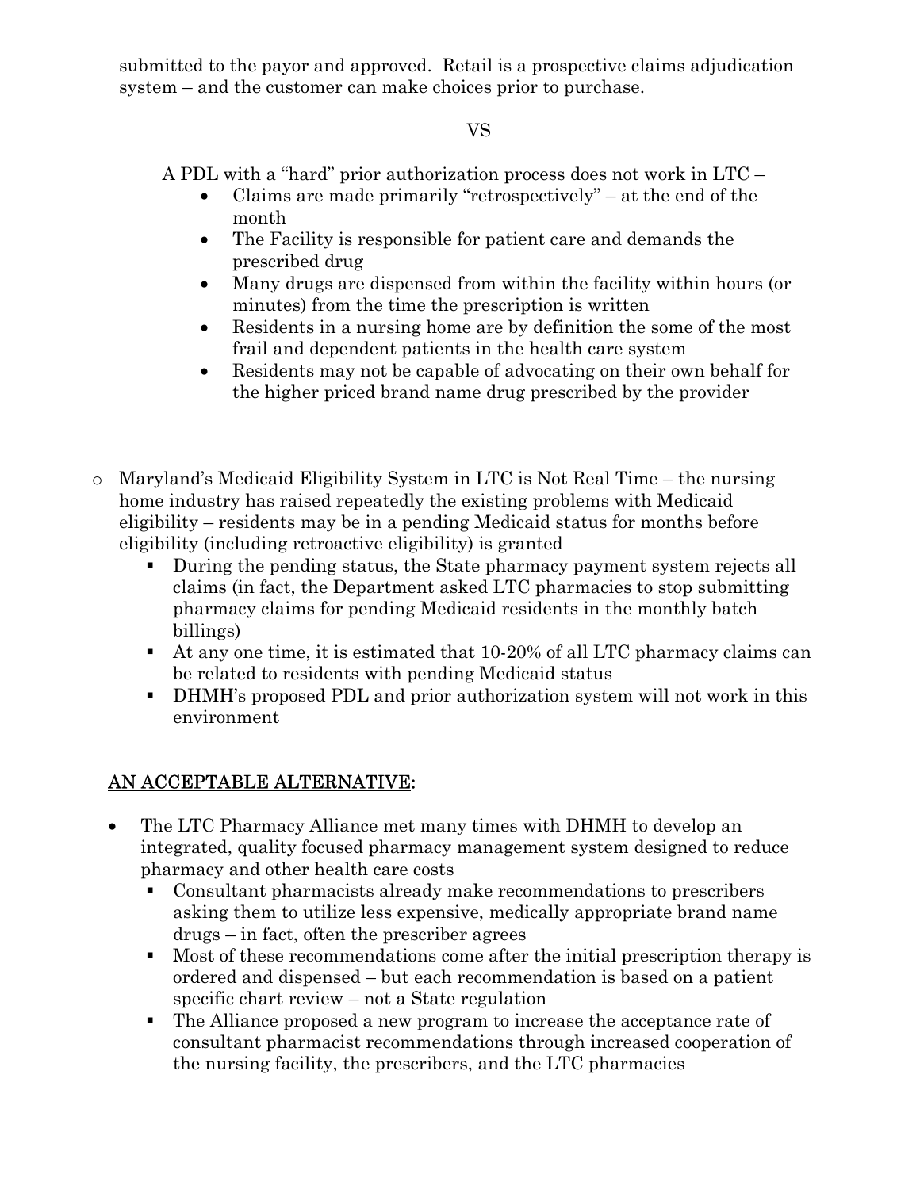submitted to the payor and approved. Retail is a prospective claims adjudication system – and the customer can make choices prior to purchase.

VS

A PDL with a "hard" prior authorization process does not work in LTC –

- Claims are made primarily "retrospectively" – at the end of the month
- The Facility is responsible for patient care and demands the prescribed drug
- Many drugs are dispensed from within the facility within hours (or minutes) from the time the prescription is written
- Residents in a nursing home are by definition the some of the most frail and dependent patients in the health care system
- Residents may not be capable of advocating on their own behalf for the higher priced brand name drug prescribed by the provider

- Maryland's Medicaid Eligibility System in LTC is Not Real Time – the nursing home industry has raised repeatedly the existing problems with Medicaid eligibility – residents may be in a pending Medicaid status for months before eligibility (including retroactive eligibility) is granted
  - During the pending status, the State pharmacy payment system rejects all claims (in fact, the Department asked LTC pharmacies to stop submitting pharmacy claims for pending Medicaid residents in the monthly batch billings)
  - At any one time, it is estimated that 10-20% of all LTC pharmacy claims can be related to residents with pending Medicaid status
  - DHMH's proposed PDL and prior authorization system will not work in this environment

## AN ACCEPTABLE ALTERNATIVE:

- The LTC Pharmacy Alliance met many times with DHMH to develop an integrated, quality focused pharmacy management system designed to reduce pharmacy and other health care costs
  - Consultant pharmacists already make recommendations to prescribers asking them to utilize less expensive, medically appropriate brand name drugs – in fact, often the prescriber agrees
  - Most of these recommendations come after the initial prescription therapy is ordered and dispensed – but each recommendation is based on a patient specific chart review – not a State regulation
  - The Alliance proposed a new program to increase the acceptance rate of consultant pharmacist recommendations through increased cooperation of the nursing facility, the prescribers, and the LTC pharmacies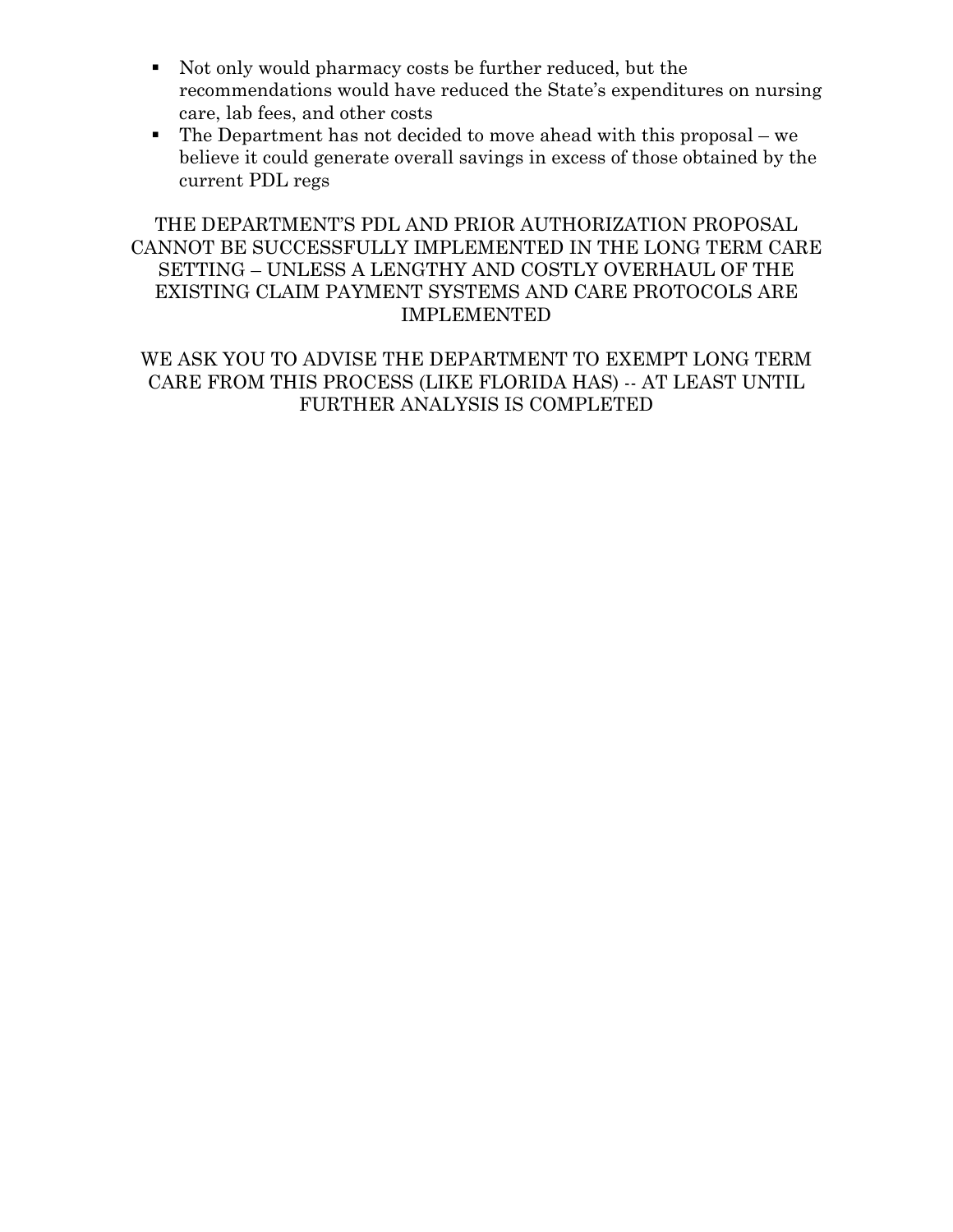- Not only would pharmacy costs be further reduced, but the recommendations would have reduced the State's expenditures on nursing care, lab fees, and other costs
- The Department has not decided to move ahead with this proposal – we believe it could generate overall savings in excess of those obtained by the current PDL regs

THE DEPARTMENT'S PDL AND PRIOR AUTHORIZATION PROPOSAL CANNOT BE SUCCESSFULLY IMPLEMENTED IN THE LONG TERM CARE SETTING – UNLESS A LENGTHY AND COSTLY OVERHAUL OF THE EXISTING CLAIM PAYMENT SYSTEMS AND CARE PROTOCOLS ARE IMPLEMENTED

WE ASK YOU TO ADVISE THE DEPARTMENT TO EXEMPT LONG TERM CARE FROM THIS PROCESS (LIKE FLORIDA HAS) -- AT LEAST UNTIL FURTHER ANALYSIS IS COMPLETED